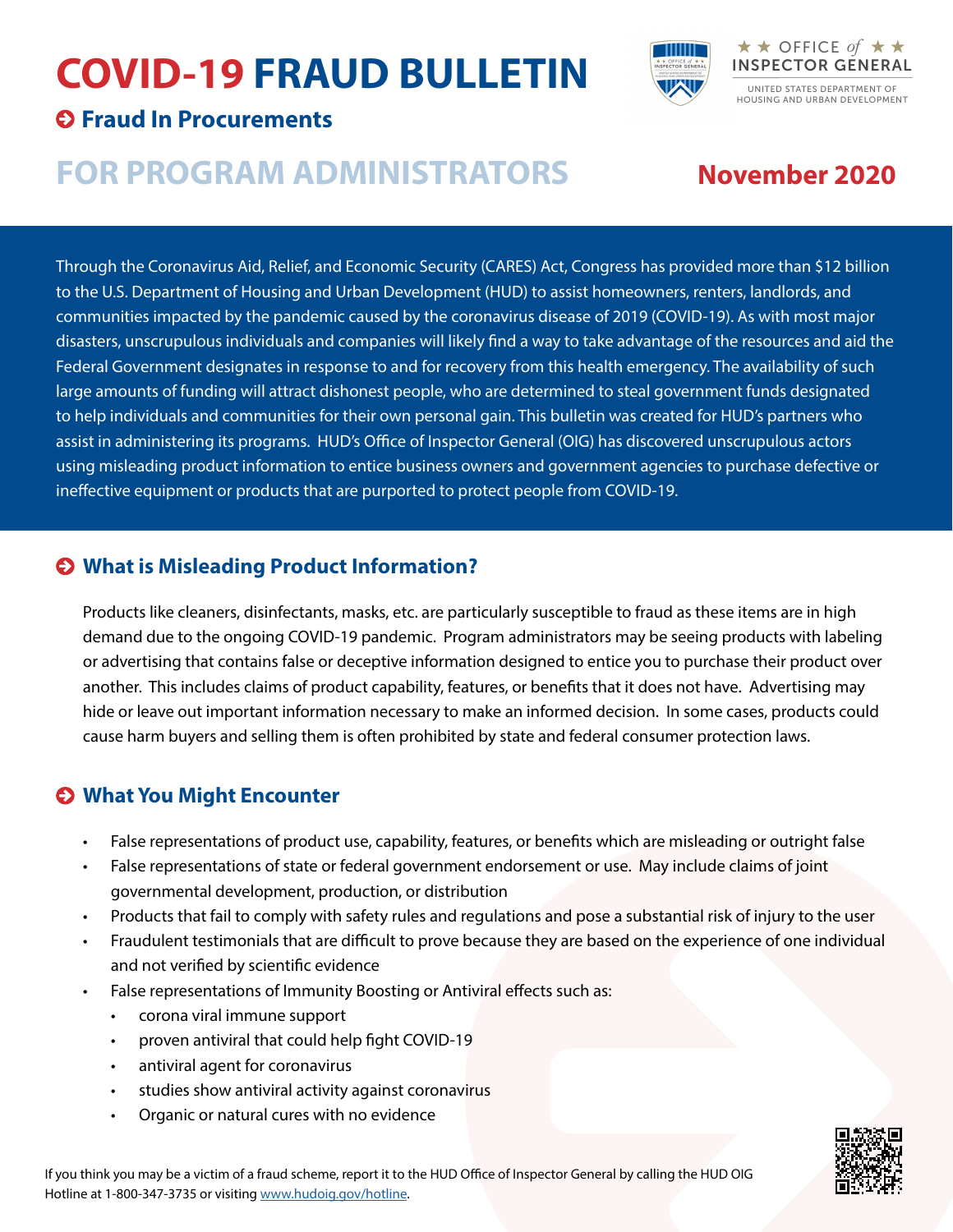# COVID-19 FRAUD BULLETIN

**Fraud In Procurements**

★★ OFFICE *of* ★★ INSPECTOR GENERAL

UNITED STATES DEPARTMENT OF HOUSING AND URBAN DEVELOPMENT

## FOR PROGRAM ADMINISTRATORS

**November 2020**

Through the Coronavirus Aid, Relief, and Economic Security (CARES) Act, Congress has provided more than $12 billion to the U.S. Department of Housing and Urban Development (HUD) to assist homeowners, renters, landlords, and communities impacted by the pandemic caused by the coronavirus disease of 2019 (COVID-19). As with most major disasters, unscrupulous individuals and companies will likely find a way to take advantage of the resources and aid the Federal Government designates in response to and for recovery from this health emergency. The availability of such large amounts of funding will attract dishonest people, who are determined to steal government funds designated to help individuals and communities for their own personal gain. This bulletin was created for HUD's partners who assist in administering its programs. HUD's Office of Inspector General (OIG) has discovered unscrupulous actors using misleading product information to entice business owners and government agencies to purchase defective or ineffective equipment or products that are purported to protect people from COVID-19.

## What is Misleading Product Information?

Products like cleaners, disinfectants, masks, etc. are particularly susceptible to fraud as these items are in high demand due to the ongoing COVID-19 pandemic. Program administrators may be seeing products with labeling or advertising that contains false or deceptive information designed to entice you to purchase their product over another. This includes claims of product capability, features, or benefits that it does not have. Advertising may hide or leave out important information necessary to make an informed decision. In some cases, products could cause harm buyers and selling them is often prohibited by state and federal consumer protection laws.

## What You Might Encounter

- False representations of product use, capability, features, or benefits which are misleading or outright false
- False representations of state or federal government endorsement or use. May include claims of joint governmental development, production, or distribution
- Products that fail to comply with safety rules and regulations and pose a substantial risk of injury to the user
- Fraudulent testimonials that are difficult to prove because they are based on the experience of one individual and not verified by scientific evidence
- False representations of Immunity Boosting or Antiviral effects such as:
  - corona viral immune support
  - proven antiviral that could help fight COVID-19
  - antiviral agent for coronavirus
  - studies show antiviral activity against coronavirus
  - Organic or natural cures with no evidence

If you think you may be a victim of a fraud scheme, report it to the HUD Office of Inspector General by calling the HUD OIG Hotline at 1-800-347-3735 or visiting www.hudoig.gov/hotline.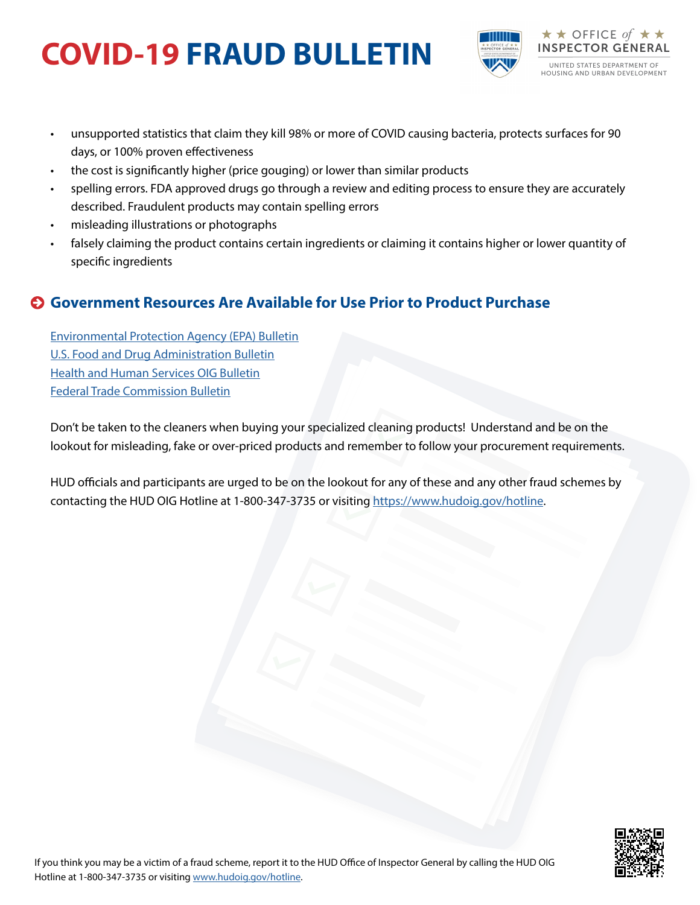- unsupported statistics that claim they kill 98% or more of COVID causing bacteria, protects surfaces for 90 days, or 100% proven effectiveness
- the cost is significantly higher (price gouging) or lower than similar products
- spelling errors. FDA approved drugs go through a review and editing process to ensure they are accurately described. Fraudulent products may contain spelling errors
- misleading illustrations or photographs
- falsely claiming the product contains certain ingredients or claiming it contains higher or lower quantity of specific ingredients

## Government Resources Are Available for Use Prior to Product Purchase

Environmental Protection Agency (EPA) Bulletin
U.S. Food and Drug Administration Bulletin
Health and Human Services OIG Bulletin
Federal Trade Commission Bulletin

Don't be taken to the cleaners when buying your specialized cleaning products! Understand and be on the lookout for misleading, fake or over-priced products and remember to follow your procurement requirements.

HUD officials and participants are urged to be on the lookout for any of these and any other fraud schemes by contacting the HUD OIG Hotline at 1-800-347-3735 or visiting https://www.hudoig.gov/hotline.

If you think you may be a victim of a fraud scheme, report it to the HUD Office of Inspector General by calling the HUD OIG Hotline at 1-800-347-3735 or visiting www.hudoig.gov/hotline.